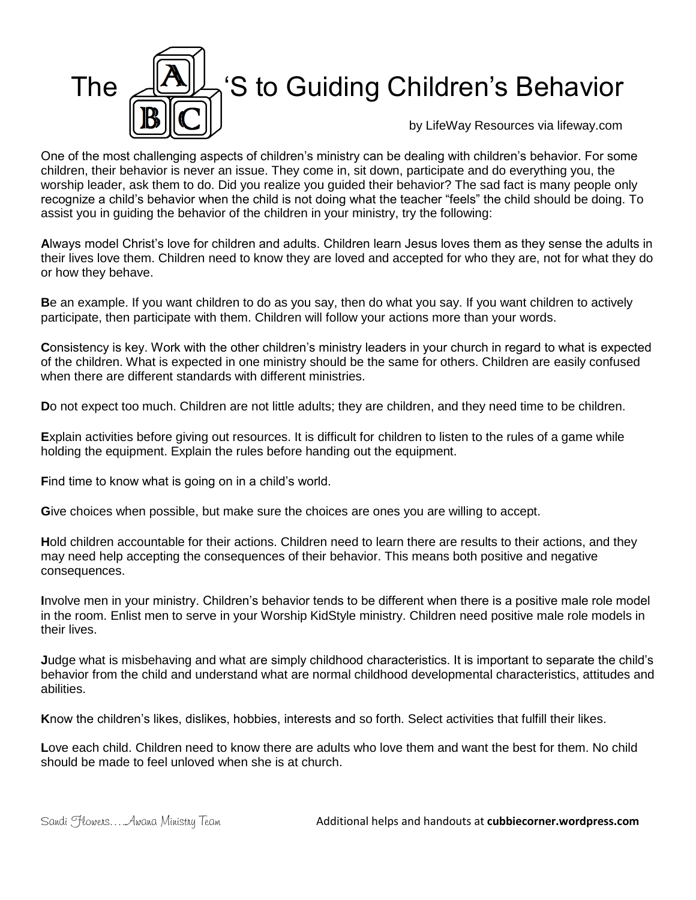# The ABC'S to Guiding Children's Behavior

by LifeWay Resources via lifeway.com

One of the most challenging aspects of children's ministry can be dealing with children's behavior. For some children, their behavior is never an issue. They come in, sit down, participate and do everything you, the worship leader, ask them to do. Did you realize you guided their behavior? The sad fact is many people only recognize a child's behavior when the child is not doing what the teacher "feels" the child should be doing. To assist you in guiding the behavior of the children in your ministry, try the following:

**A**lways model Christ's love for children and adults. Children learn Jesus loves them as they sense the adults in their lives love them. Children need to know they are loved and accepted for who they are, not for what they do or how they behave.

**B**e an example. If you want children to do as you say, then do what you say. If you want children to actively participate, then participate with them. Children will follow your actions more than your words.

**C**onsistency is key. Work with the other children's ministry leaders in your church in regard to what is expected of the children. What is expected in one ministry should be the same for others. Children are easily confused when there are different standards with different ministries.

**D**o not expect too much. Children are not little adults; they are children, and they need time to be children.

**E**xplain activities before giving out resources. It is difficult for children to listen to the rules of a game while holding the equipment. Explain the rules before handing out the equipment.

**F**ind time to know what is going on in a child's world.

**G**ive choices when possible, but make sure the choices are ones you are willing to accept.

**H**old children accountable for their actions. Children need to learn there are results to their actions, and they may need help accepting the consequences of their behavior. This means both positive and negative consequences.

**I**nvolve men in your ministry. Children's behavior tends to be different when there is a positive male role model in the room. Enlist men to serve in your Worship KidStyle ministry. Children need positive male role models in their lives.

**J**udge what is misbehaving and what are simply childhood characteristics. It is important to separate the child's behavior from the child and understand what are normal childhood developmental characteristics, attitudes and abilities.

**K**now the children's likes, dislikes, hobbies, interests and so forth. Select activities that fulfill their likes.

**L**ove each child. Children need to know there are adults who love them and want the best for them. No child should be made to feel unloved when she is at church.

Sandi Flowers….Awana Ministry Team    Additional helps and handouts at **cubbiecorner.wordpress.com**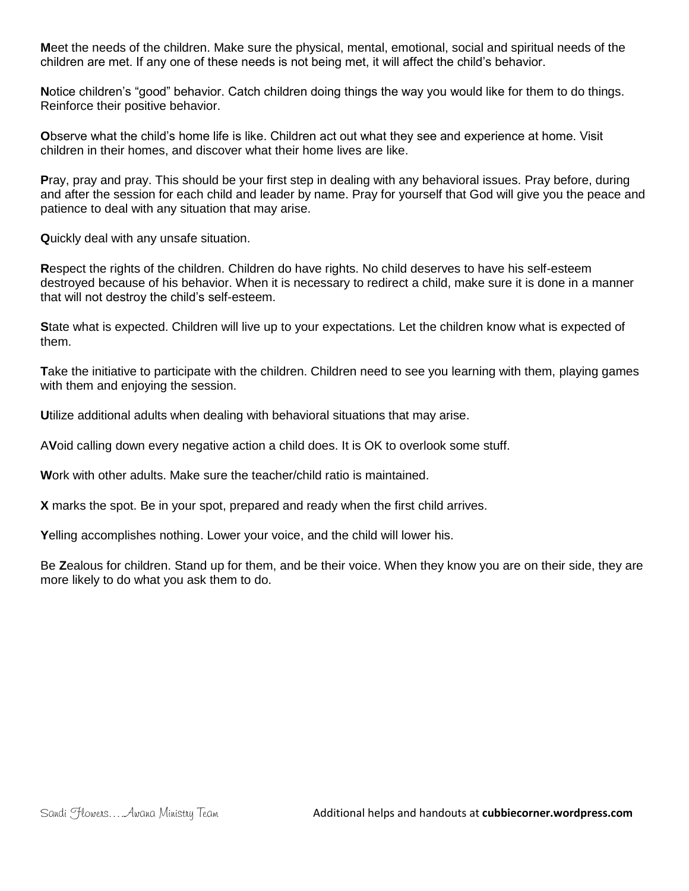**M**eet the needs of the children. Make sure the physical, mental, emotional, social and spiritual needs of the children are met. If any one of these needs is not being met, it will affect the child's behavior.

**N**otice children's "good" behavior. Catch children doing things the way you would like for them to do things. Reinforce their positive behavior.

**O**bserve what the child's home life is like. Children act out what they see and experience at home. Visit children in their homes, and discover what their home lives are like.

**P**ray, pray and pray. This should be your first step in dealing with any behavioral issues. Pray before, during and after the session for each child and leader by name. Pray for yourself that God will give you the peace and patience to deal with any situation that may arise.

**Q**uickly deal with any unsafe situation.

**R**espect the rights of the children. Children do have rights. No child deserves to have his self-esteem destroyed because of his behavior. When it is necessary to redirect a child, make sure it is done in a manner that will not destroy the child's self-esteem.

**S**tate what is expected. Children will live up to your expectations. Let the children know what is expected of them.

**T**ake the initiative to participate with the children. Children need to see you learning with them, playing games with them and enjoying the session.

**U**tilize additional adults when dealing with behavioral situations that may arise.

A**V**oid calling down every negative action a child does. It is OK to overlook some stuff.

**W**ork with other adults. Make sure the teacher/child ratio is maintained.

**X** marks the spot. Be in your spot, prepared and ready when the first child arrives.

**Y**elling accomplishes nothing. Lower your voice, and the child will lower his.

Be **Z**ealous for children. Stand up for them, and be their voice. When they know you are on their side, they are more likely to do what you ask them to do.

Sandi Flowers….Awana Ministry Team Additional helps and handouts at **cubbiecorner.wordpress.com**